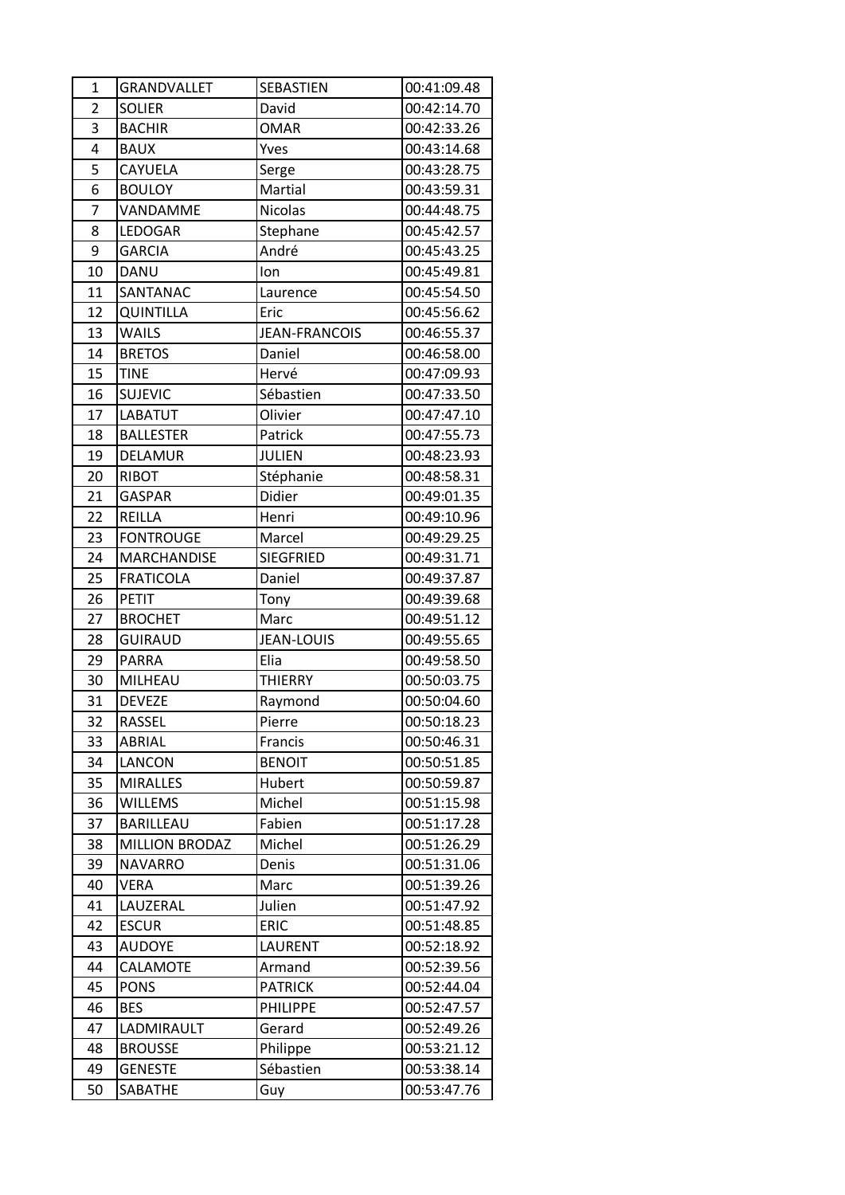| | | | |
|---|---|---|---|
| 1 | GRANDVALLET | SEBASTIEN | 00:41:09.48 |
| 2 | SOLIER | David | 00:42:14.70 |
| 3 | BACHIR | OMAR | 00:42:33.26 |
| 4 | BAUX | Yves | 00:43:14.68 |
| 5 | CAYUELA | Serge | 00:43:28.75 |
| 6 | BOULOY | Martial | 00:43:59.31 |
| 7 | VANDAMME | Nicolas | 00:44:48.75 |
| 8 | LEDOGAR | Stephane | 00:45:42.57 |
| 9 | GARCIA | André | 00:45:43.25 |
| 10 | DANU | Ion | 00:45:49.81 |
| 11 | SANTANAC | Laurence | 00:45:54.50 |
| 12 | QUINTILLA | Eric | 00:45:56.62 |
| 13 | WAILS | JEAN-FRANCOIS | 00:46:55.37 |
| 14 | BRETOS | Daniel | 00:46:58.00 |
| 15 | TINE | Hervé | 00:47:09.93 |
| 16 | SUJEVIC | Sébastien | 00:47:33.50 |
| 17 | LABATUT | Olivier | 00:47:47.10 |
| 18 | BALLESTER | Patrick | 00:47:55.73 |
| 19 | DELAMUR | JULIEN | 00:48:23.93 |
| 20 | RIBOT | Stéphanie | 00:48:58.31 |
| 21 | GASPAR | Didier | 00:49:01.35 |
| 22 | REILLA | Henri | 00:49:10.96 |
| 23 | FONTROUGE | Marcel | 00:49:29.25 |
| 24 | MARCHANDISE | SIEGFRIED | 00:49:31.71 |
| 25 | FRATICOLA | Daniel | 00:49:37.87 |
| 26 | PETIT | Tony | 00:49:39.68 |
| 27 | BROCHET | Marc | 00:49:51.12 |
| 28 | GUIRAUD | JEAN-LOUIS | 00:49:55.65 |
| 29 | PARRA | Elia | 00:49:58.50 |
| 30 | MILHEAU | THIERRY | 00:50:03.75 |
| 31 | DEVEZE | Raymond | 00:50:04.60 |
| 32 | RASSEL | Pierre | 00:50:18.23 |
| 33 | ABRIAL | Francis | 00:50:46.31 |
| 34 | LANCON | BENOIT | 00:50:51.85 |
| 35 | MIRALLES | Hubert | 00:50:59.87 |
| 36 | WILLEMS | Michel | 00:51:15.98 |
| 37 | BARILLEAU | Fabien | 00:51:17.28 |
| 38 | MILLION BRODAZ | Michel | 00:51:26.29 |
| 39 | NAVARRO | Denis | 00:51:31.06 |
| 40 | VERA | Marc | 00:51:39.26 |
| 41 | LAUZERAL | Julien | 00:51:47.92 |
| 42 | ESCUR | ERIC | 00:51:48.85 |
| 43 | AUDOYE | LAURENT | 00:52:18.92 |
| 44 | CALAMOTE | Armand | 00:52:39.56 |
| 45 | PONS | PATRICK | 00:52:44.04 |
| 46 | BES | PHILIPPE | 00:52:47.57 |
| 47 | LADMIRAULT | Gerard | 00:52:49.26 |
| 48 | BROUSSE | Philippe | 00:53:21.12 |
| 49 | GENESTE | Sébastien | 00:53:38.14 |
| 50 | SABATHE | Guy | 00:53:47.76 |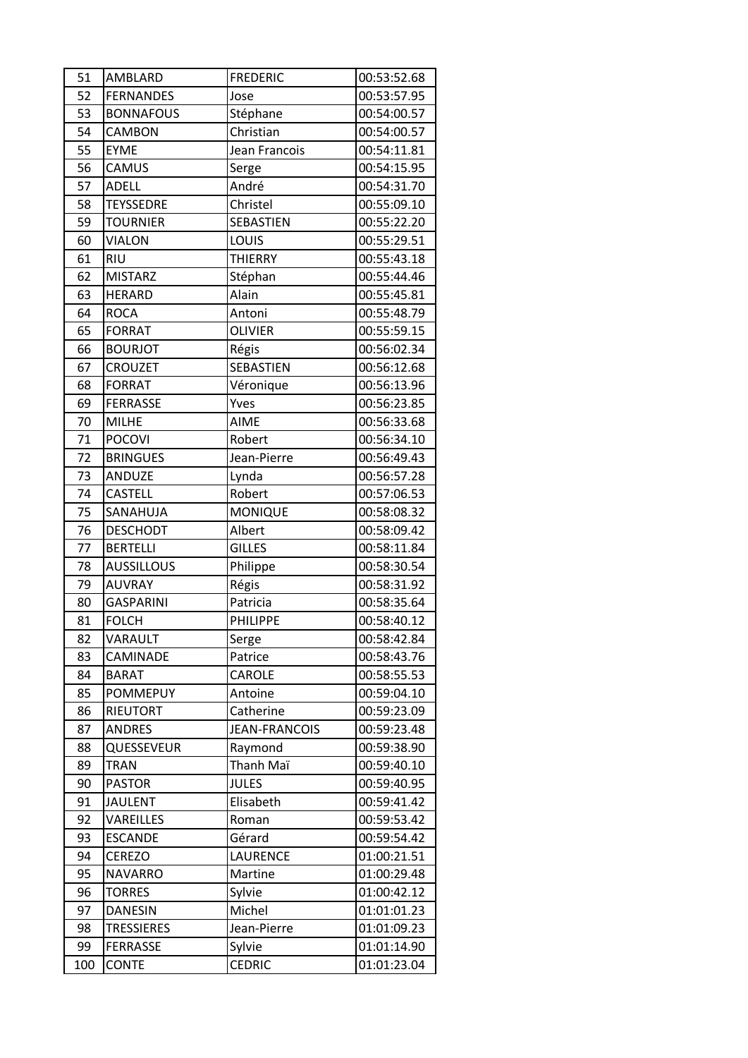| 51 | AMBLARD | FREDERIC | 00:53:52.68 |
|---|---|---|---|
| 52 | FERNANDES | Jose | 00:53:57.95 |
| 53 | BONNAFOUS | Stéphane | 00:54:00.57 |
| 54 | CAMBON | Christian | 00:54:00.57 |
| 55 | EYME | Jean Francois | 00:54:11.81 |
| 56 | CAMUS | Serge | 00:54:15.95 |
| 57 | ADELL | André | 00:54:31.70 |
| 58 | TEYSSEDRE | Christel | 00:55:09.10 |
| 59 | TOURNIER | SEBASTIEN | 00:55:22.20 |
| 60 | VIALON | LOUIS | 00:55:29.51 |
| 61 | RIU | THIERRY | 00:55:43.18 |
| 62 | MISTARZ | Stéphan | 00:55:44.46 |
| 63 | HERARD | Alain | 00:55:45.81 |
| 64 | ROCA | Antoni | 00:55:48.79 |
| 65 | FORRAT | OLIVIER | 00:55:59.15 |
| 66 | BOURJOT | Régis | 00:56:02.34 |
| 67 | CROUZET | SEBASTIEN | 00:56:12.68 |
| 68 | FORRAT | Véronique | 00:56:13.96 |
| 69 | FERRASSE | Yves | 00:56:23.85 |
| 70 | MILHE | AIME | 00:56:33.68 |
| 71 | POCOVI | Robert | 00:56:34.10 |
| 72 | BRINGUES | Jean-Pierre | 00:56:49.43 |
| 73 | ANDUZE | Lynda | 00:56:57.28 |
| 74 | CASTELL | Robert | 00:57:06.53 |
| 75 | SANAHUJA | MONIQUE | 00:58:08.32 |
| 76 | DESCHODT | Albert | 00:58:09.42 |
| 77 | BERTELLI | GILLES | 00:58:11.84 |
| 78 | AUSSILLOUS | Philippe | 00:58:30.54 |
| 79 | AUVRAY | Régis | 00:58:31.92 |
| 80 | GASPARINI | Patricia | 00:58:35.64 |
| 81 | FOLCH | PHILIPPE | 00:58:40.12 |
| 82 | VARAULT | Serge | 00:58:42.84 |
| 83 | CAMINADE | Patrice | 00:58:43.76 |
| 84 | BARAT | CAROLE | 00:58:55.53 |
| 85 | POMMEPUY | Antoine | 00:59:04.10 |
| 86 | RIEUTORT | Catherine | 00:59:23.09 |
| 87 | ANDRES | JEAN-FRANCOIS | 00:59:23.48 |
| 88 | QUESSEVEUR | Raymond | 00:59:38.90 |
| 89 | TRAN | Thanh Maï | 00:59:40.10 |
| 90 | PASTOR | JULES | 00:59:40.95 |
| 91 | JAULENT | Elisabeth | 00:59:41.42 |
| 92 | VAREILLES | Roman | 00:59:53.42 |
| 93 | ESCANDE | Gérard | 00:59:54.42 |
| 94 | CEREZO | LAURENCE | 01:00:21.51 |
| 95 | NAVARRO | Martine | 01:00:29.48 |
| 96 | TORRES | Sylvie | 01:00:42.12 |
| 97 | DANESIN | Michel | 01:01:01.23 |
| 98 | TRESSIERES | Jean-Pierre | 01:01:09.23 |
| 99 | FERRASSE | Sylvie | 01:01:14.90 |
| 100 | CONTE | CEDRIC | 01:01:23.04 |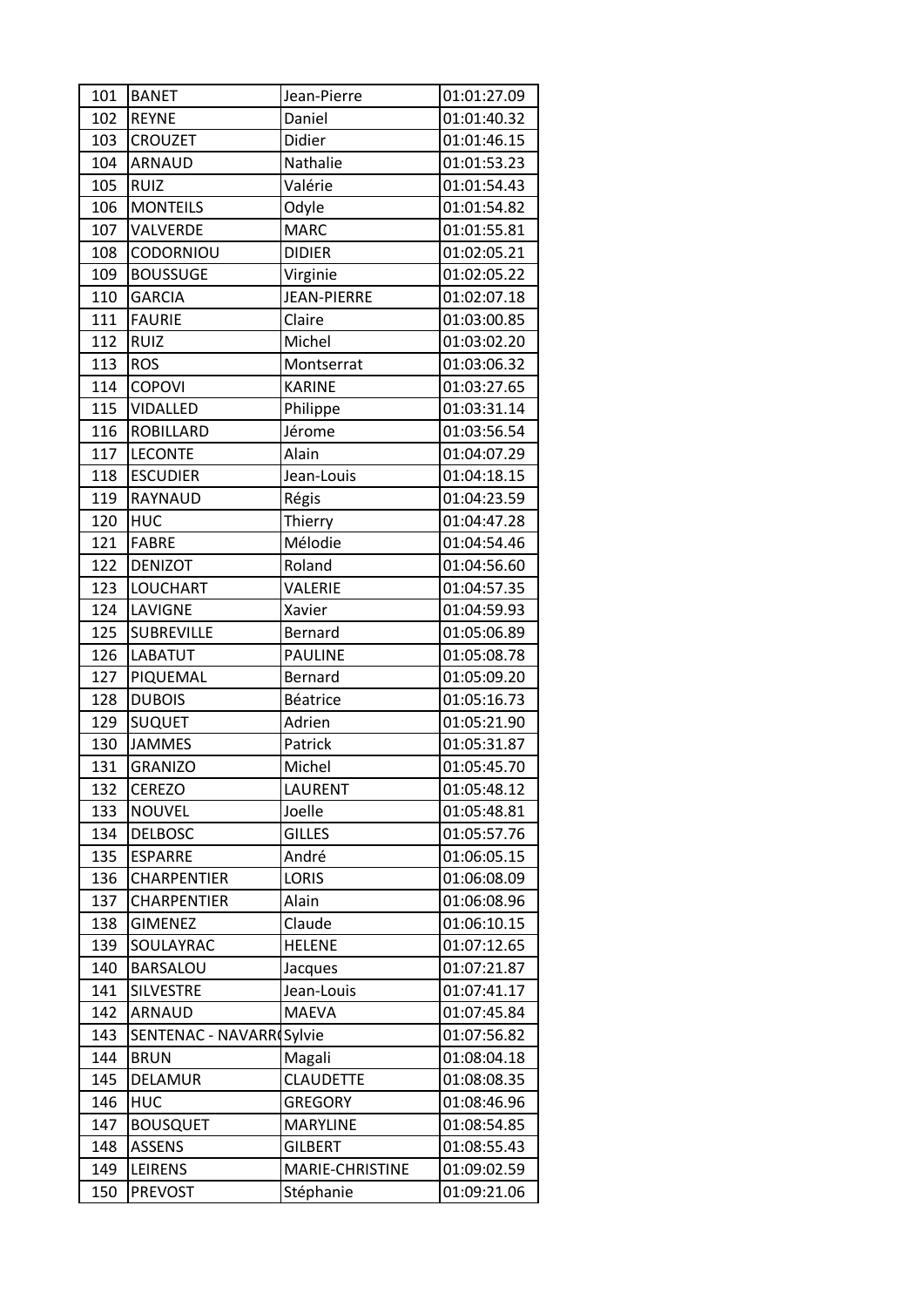| | | | |
|---|---|---|---|
| 101 | BANET | Jean-Pierre | 01:01:27.09 |
| 102 | REYNE | Daniel | 01:01:40.32 |
| 103 | CROUZET | Didier | 01:01:46.15 |
| 104 | ARNAUD | Nathalie | 01:01:53.23 |
| 105 | RUIZ | Valérie | 01:01:54.43 |
| 106 | MONTEILS | Odyle | 01:01:54.82 |
| 107 | VALVERDE | MARC | 01:01:55.81 |
| 108 | CODORNIOU | DIDIER | 01:02:05.21 |
| 109 | BOUSSUGE | Virginie | 01:02:05.22 |
| 110 | GARCIA | JEAN-PIERRE | 01:02:07.18 |
| 111 | FAURIE | Claire | 01:03:00.85 |
| 112 | RUIZ | Michel | 01:03:02.20 |
| 113 | ROS | Montserrat | 01:03:06.32 |
| 114 | COPOVI | KARINE | 01:03:27.65 |
| 115 | VIDALLED | Philippe | 01:03:31.14 |
| 116 | ROBILLARD | Jérome | 01:03:56.54 |
| 117 | LECONTE | Alain | 01:04:07.29 |
| 118 | ESCUDIER | Jean-Louis | 01:04:18.15 |
| 119 | RAYNAUD | Régis | 01:04:23.59 |
| 120 | HUC | Thierry | 01:04:47.28 |
| 121 | FABRE | Mélodie | 01:04:54.46 |
| 122 | DENIZOT | Roland | 01:04:56.60 |
| 123 | LOUCHART | VALERIE | 01:04:57.35 |
| 124 | LAVIGNE | Xavier | 01:04:59.93 |
| 125 | SUBREVILLE | Bernard | 01:05:06.89 |
| 126 | LABATUT | PAULINE | 01:05:08.78 |
| 127 | PIQUEMAL | Bernard | 01:05:09.20 |
| 128 | DUBOIS | Béatrice | 01:05:16.73 |
| 129 | SUQUET | Adrien | 01:05:21.90 |
| 130 | JAMMES | Patrick | 01:05:31.87 |
| 131 | GRANIZO | Michel | 01:05:45.70 |
| 132 | CEREZO | LAURENT | 01:05:48.12 |
| 133 | NOUVEL | Joelle | 01:05:48.81 |
| 134 | DELBOSC | GILLES | 01:05:57.76 |
| 135 | ESPARRE | André | 01:06:05.15 |
| 136 | CHARPENTIER | LORIS | 01:06:08.09 |
| 137 | CHARPENTIER | Alain | 01:06:08.96 |
| 138 | GIMENEZ | Claude | 01:06:10.15 |
| 139 | SOULAYRAC | HELENE | 01:07:12.65 |
| 140 | BARSALOU | Jacques | 01:07:21.87 |
| 141 | SILVESTRE | Jean-Louis | 01:07:41.17 |
| 142 | ARNAUD | MAEVA | 01:07:45.84 |
| 143 | SENTENAC - NAVARR( | Sylvie | 01:07:56.82 |
| 144 | BRUN | Magali | 01:08:04.18 |
| 145 | DELAMUR | CLAUDETTE | 01:08:08.35 |
| 146 | HUC | GREGORY | 01:08:46.96 |
| 147 | BOUSQUET | MARYLINE | 01:08:54.85 |
| 148 | ASSENS | GILBERT | 01:08:55.43 |
| 149 | LEIRENS | MARIE-CHRISTINE | 01:09:02.59 |
| 150 | PREVOST | Stéphanie | 01:09:21.06 |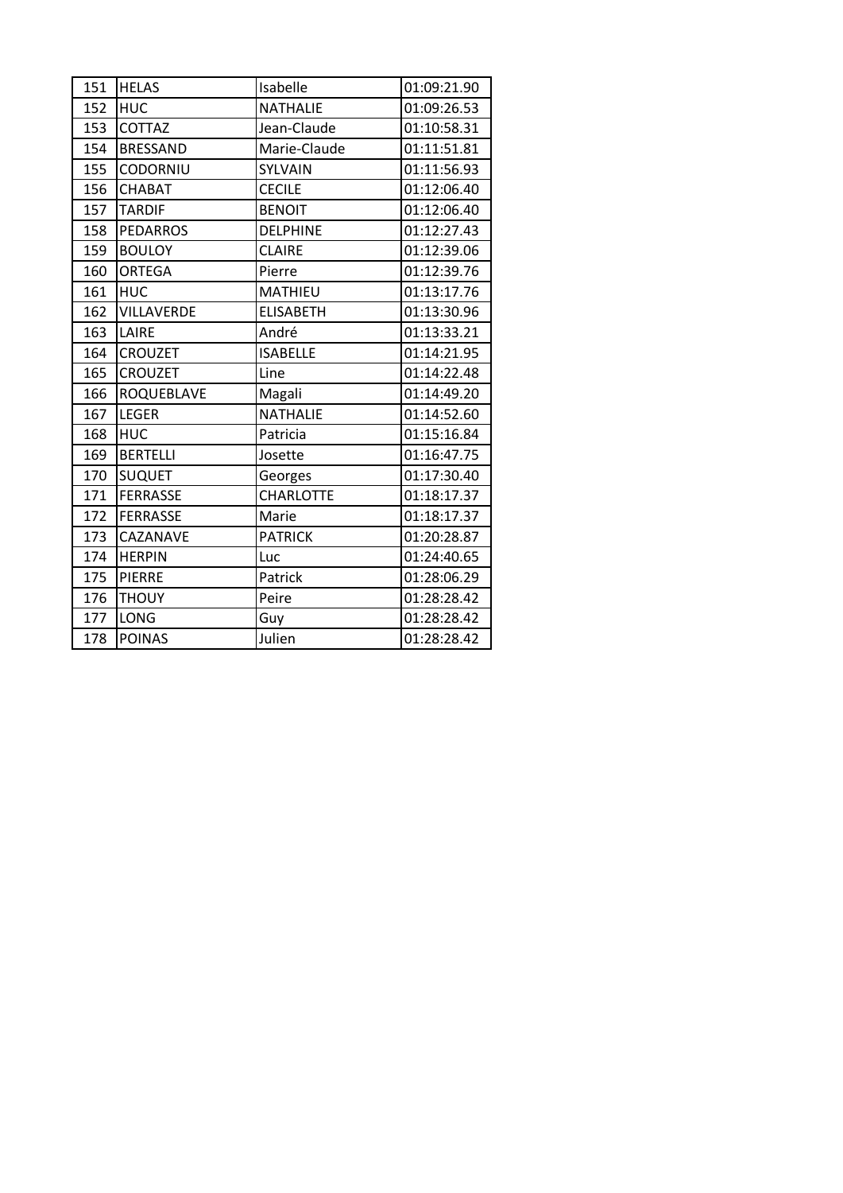| | | | |
|---|---|---|---|
| 151 | HELAS | Isabelle | 01:09:21.90 |
| 152 | HUC | NATHALIE | 01:09:26.53 |
| 153 | COTTAZ | Jean-Claude | 01:10:58.31 |
| 154 | BRESSAND | Marie-Claude | 01:11:51.81 |
| 155 | CODORNIU | SYLVAIN | 01:11:56.93 |
| 156 | CHABAT | CECILE | 01:12:06.40 |
| 157 | TARDIF | BENOIT | 01:12:06.40 |
| 158 | PEDARROS | DELPHINE | 01:12:27.43 |
| 159 | BOULOY | CLAIRE | 01:12:39.06 |
| 160 | ORTEGA | Pierre | 01:12:39.76 |
| 161 | HUC | MATHIEU | 01:13:17.76 |
| 162 | VILLAVERDE | ELISABETH | 01:13:30.96 |
| 163 | LAIRE | André | 01:13:33.21 |
| 164 | CROUZET | ISABELLE | 01:14:21.95 |
| 165 | CROUZET | Line | 01:14:22.48 |
| 166 | ROQUEBLAVE | Magali | 01:14:49.20 |
| 167 | LEGER | NATHALIE | 01:14:52.60 |
| 168 | HUC | Patricia | 01:15:16.84 |
| 169 | BERTELLI | Josette | 01:16:47.75 |
| 170 | SUQUET | Georges | 01:17:30.40 |
| 171 | FERRASSE | CHARLOTTE | 01:18:17.37 |
| 172 | FERRASSE | Marie | 01:18:17.37 |
| 173 | CAZANAVE | PATRICK | 01:20:28.87 |
| 174 | HERPIN | Luc | 01:24:40.65 |
| 175 | PIERRE | Patrick | 01:28:06.29 |
| 176 | THOUY | Peire | 01:28:28.42 |
| 177 | LONG | Guy | 01:28:28.42 |
| 178 | POINAS | Julien | 01:28:28.42 |